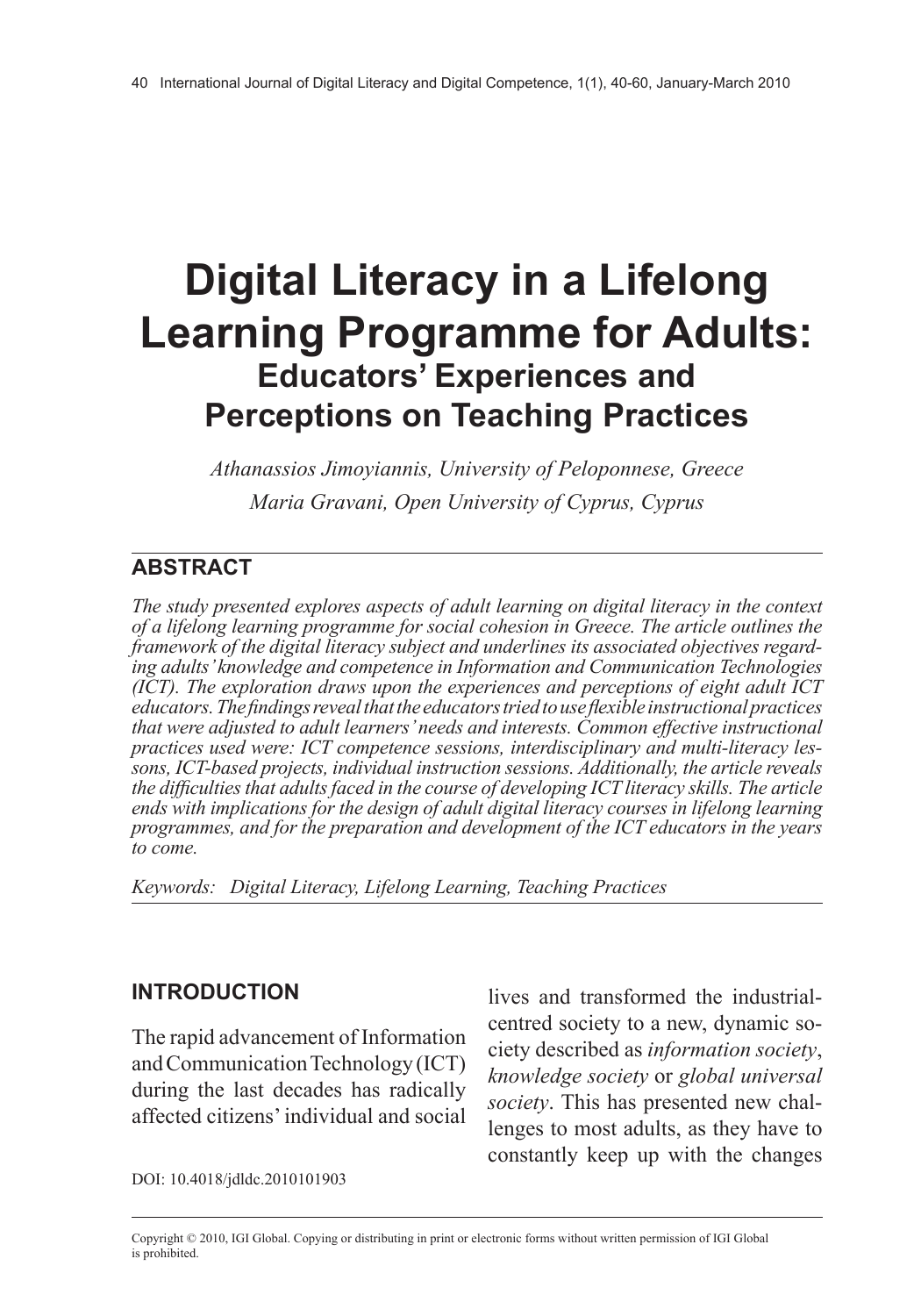# Digital Literacy in a Lifelong Learning Programme for Adults:

## Educators' Experiences and Perceptions on Teaching Practices

*Athanassios Jimoyiannis, University of Peloponnese, Greece*

*Maria Gravani, Open University of Cyprus, Cyprus*

## ABSTRACT

*The study presented explores aspects of adult learning on digital literacy in the context of a lifelong learning programme for social cohesion in Greece. The article outlines the framework of the digital literacy subject and underlines its associated objectives regarding adults' knowledge and competence in Information and Communication Technologies (ICT). The exploration draws upon the experiences and perceptions of eight adult ICT educators. The findings reveal that the educators tried to use flexible instructional practices that were adjusted to adult learners' needs and interests. Common effective instructional practices used were: ICT competence sessions, interdisciplinary and multi-literacy lessons, ICT-based projects, individual instruction sessions. Additionally, the article reveals the difficulties that adults faced in the course of developing ICT literacy skills. The article ends with implications for the design of adult digital literacy courses in lifelong learning programmes, and for the preparation and development of the ICT educators in the years to come.*

*Keywords:* *Digital Literacy, Lifelong Learning, Teaching Practices*

## INTRODUCTION

The rapid advancement of Information and Communication Technology (ICT) during the last decades has radically affected citizens' individual and social lives and transformed the industrial-centred society to a new, dynamic society described as *information society*, *knowledge society* or *global universal society*. This has presented new challenges to most adults, as they have to constantly keep up with the changes

DOI: 10.4018/jdldc.2010101903

Copyright © 2010, IGI Global. Copying or distributing in print or electronic forms without written permission of IGI Global is prohibited.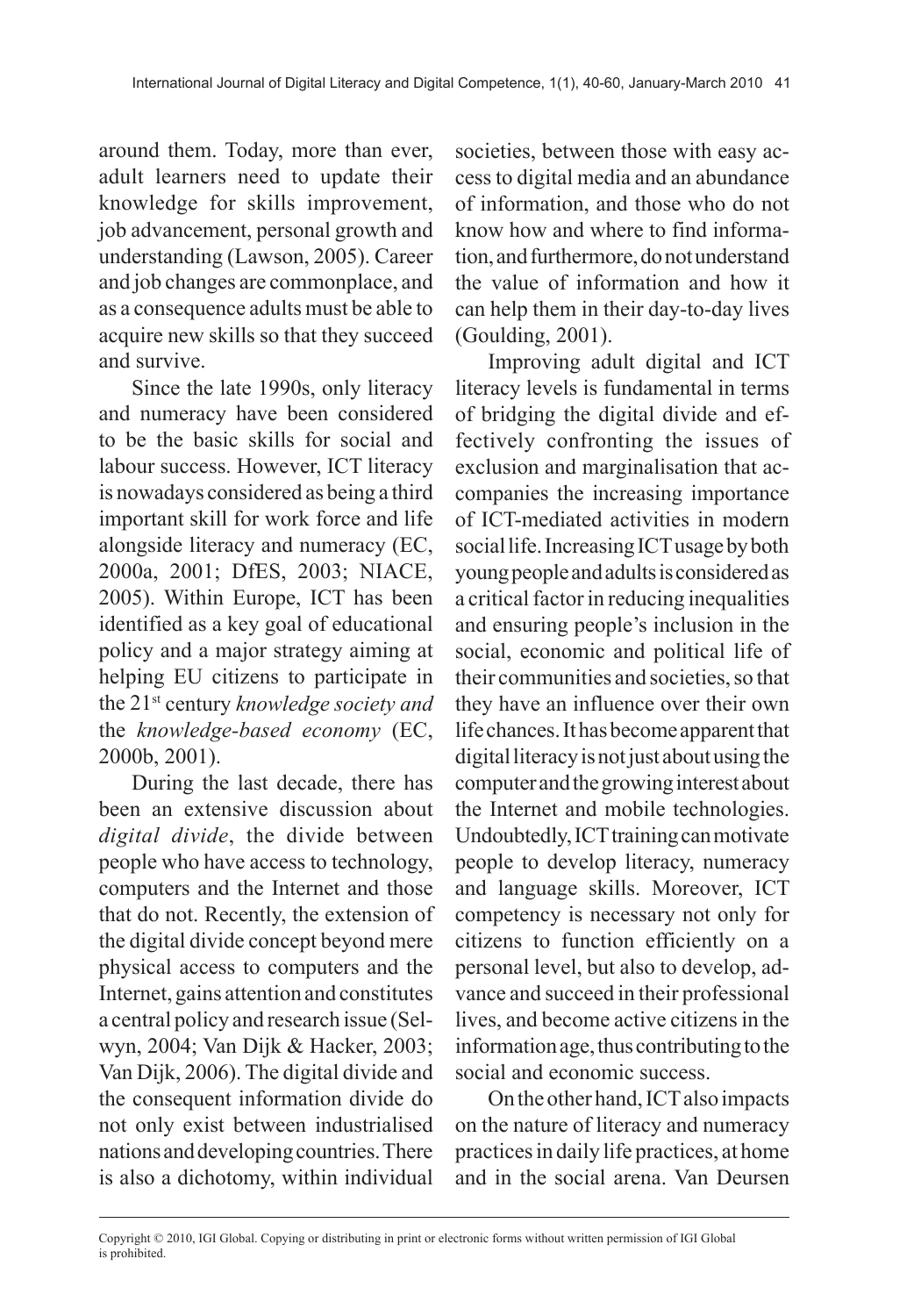around them. Today, more than ever, adult learners need to update their knowledge for skills improvement, job advancement, personal growth and understanding (Lawson, 2005). Career and job changes are commonplace, and as a consequence adults must be able to acquire new skills so that they succeed and survive.

Since the late 1990s, only literacy and numeracy have been considered to be the basic skills for social and labour success. However, ICT literacy is nowadays considered as being a third important skill for work force and life alongside literacy and numeracy (EC, 2000a, 2001; DfES, 2003; NIACE, 2005). Within Europe, ICT has been identified as a key goal of educational policy and a major strategy aiming at helping EU citizens to participate in the 21st century *knowledge society and* the *knowledge-based economy* (EC, 2000b, 2001).

During the last decade, there has been an extensive discussion about *digital divide*, the divide between people who have access to technology, computers and the Internet and those that do not. Recently, the extension of the digital divide concept beyond mere physical access to computers and the Internet, gains attention and constitutes a central policy and research issue (Selwyn, 2004; Van Dijk & Hacker, 2003; Van Dijk, 2006). The digital divide and the consequent information divide do not only exist between industrialised nations and developing countries. There is also a dichotomy, within individual societies, between those with easy access to digital media and an abundance of information, and those who do not know how and where to find information, and furthermore, do not understand the value of information and how it can help them in their day-to-day lives (Goulding, 2001).

Improving adult digital and ICT literacy levels is fundamental in terms of bridging the digital divide and effectively confronting the issues of exclusion and marginalisation that accompanies the increasing importance of ICT-mediated activities in modern social life. Increasing ICT usage by both young people and adults is considered as a critical factor in reducing inequalities and ensuring people's inclusion in the social, economic and political life of their communities and societies, so that they have an influence over their own life chances. It has become apparent that digital literacy is not just about using the computer and the growing interest about the Internet and mobile technologies. Undoubtedly, ICT training can motivate people to develop literacy, numeracy and language skills. Moreover, ICT competency is necessary not only for citizens to function efficiently on a personal level, but also to develop, advance and succeed in their professional lives, and become active citizens in the information age, thus contributing to the social and economic success.

On the other hand, ICT also impacts on the nature of literacy and numeracy practices in daily life practices, at home and in the social arena. Van Deursen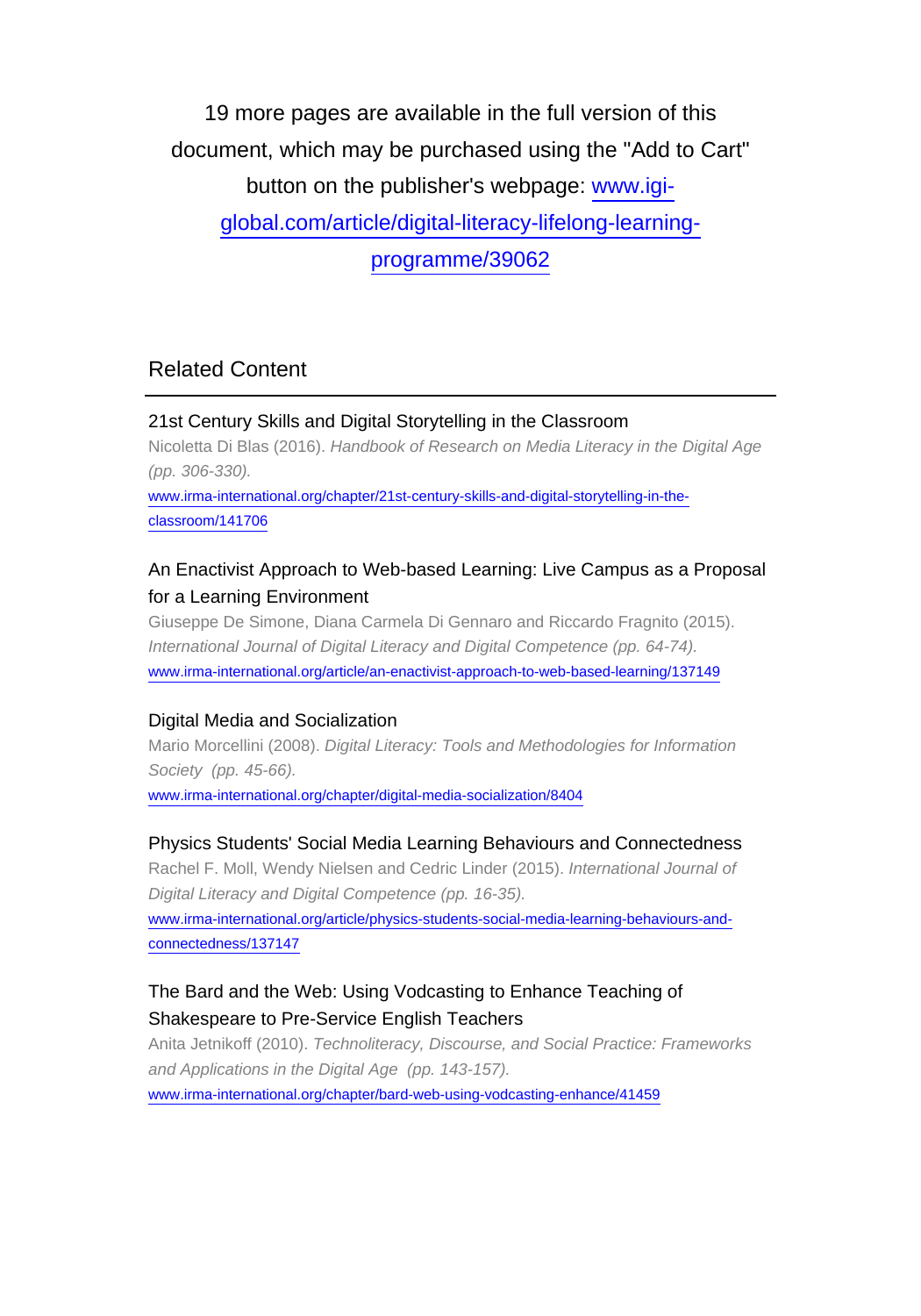19 more pages are available in the full version of this document, which may be purchased using the "Add to Cart" button on the publisher's webpage: [www.igi-global.com/article/digital-literacy-lifelong-learning-programme/39062](www.igi-global.com/article/digital-literacy-lifelong-learning-programme/39062)

## Related Content

### 21st Century Skills and Digital Storytelling in the Classroom

Nicoletta Di Blas (2016). *Handbook of Research on Media Literacy in the Digital Age (pp. 306-330).*

[www.irma-international.org/chapter/21st-century-skills-and-digital-storytelling-in-the-classroom/141706](www.irma-international.org/chapter/21st-century-skills-and-digital-storytelling-in-the-classroom/141706)

### An Enactivist Approach to Web-based Learning: Live Campus as a Proposal for a Learning Environment

Giuseppe De Simone, Diana Carmela Di Gennaro and Riccardo Fragnito (2015). *International Journal of Digital Literacy and Digital Competence (pp. 64-74).*

[www.irma-international.org/article/an-enactivist-approach-to-web-based-learning/137149](www.irma-international.org/article/an-enactivist-approach-to-web-based-learning/137149)

### Digital Media and Socialization

Mario Morcellini (2008). *Digital Literacy: Tools and Methodologies for Information Society (pp. 45-66).*

[www.irma-international.org/chapter/digital-media-socialization/8404](www.irma-international.org/chapter/digital-media-socialization/8404)

### Physics Students' Social Media Learning Behaviours and Connectedness

Rachel F. Moll, Wendy Nielsen and Cedric Linder (2015). *International Journal of Digital Literacy and Digital Competence (pp. 16-35).*

[www.irma-international.org/article/physics-students-social-media-learning-behaviours-and-connectedness/137147](www.irma-international.org/article/physics-students-social-media-learning-behaviours-and-connectedness/137147)

### The Bard and the Web: Using Vodcasting to Enhance Teaching of Shakespeare to Pre-Service English Teachers

Anita Jetnikoff (2010). *Technoliteracy, Discourse, and Social Practice: Frameworks and Applications in the Digital Age (pp. 143-157).*

[www.irma-international.org/chapter/bard-web-using-vodcasting-enhance/41459](www.irma-international.org/chapter/bard-web-using-vodcasting-enhance/41459)